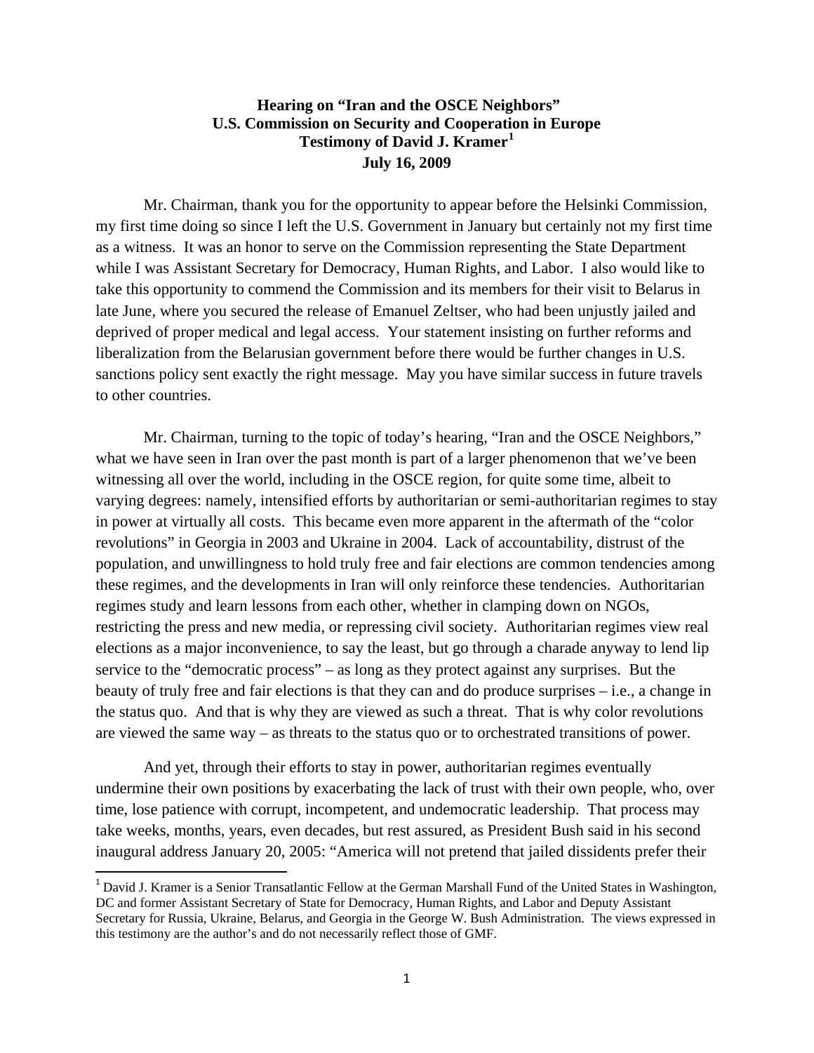**Hearing on "Iran and the OSCE Neighbors"**
**U.S. Commission on Security and Cooperation in Europe**
**Testimony of David J. Kramer[1]**
**July 16, 2009**

Mr. Chairman, thank you for the opportunity to appear before the Helsinki Commission, my first time doing so since I left the U.S. Government in January but certainly not my first time as a witness. It was an honor to serve on the Commission representing the State Department while I was Assistant Secretary for Democracy, Human Rights, and Labor. I also would like to take this opportunity to commend the Commission and its members for their visit to Belarus in late June, where you secured the release of Emanuel Zeltser, who had been unjustly jailed and deprived of proper medical and legal access. Your statement insisting on further reforms and liberalization from the Belarusian government before there would be further changes in U.S. sanctions policy sent exactly the right message. May you have similar success in future travels to other countries.

Mr. Chairman, turning to the topic of today's hearing, "Iran and the OSCE Neighbors," what we have seen in Iran over the past month is part of a larger phenomenon that we've been witnessing all over the world, including in the OSCE region, for quite some time, albeit to varying degrees: namely, intensified efforts by authoritarian or semi-authoritarian regimes to stay in power at virtually all costs. This became even more apparent in the aftermath of the "color revolutions" in Georgia in 2003 and Ukraine in 2004. Lack of accountability, distrust of the population, and unwillingness to hold truly free and fair elections are common tendencies among these regimes, and the developments in Iran will only reinforce these tendencies. Authoritarian regimes study and learn lessons from each other, whether in clamping down on NGOs, restricting the press and new media, or repressing civil society. Authoritarian regimes view real elections as a major inconvenience, to say the least, but go through a charade anyway to lend lip service to the "democratic process" – as long as they protect against any surprises. But the beauty of truly free and fair elections is that they can and do produce surprises – i.e., a change in the status quo. And that is why they are viewed as such a threat. That is why color revolutions are viewed the same way – as threats to the status quo or to orchestrated transitions of power.

And yet, through their efforts to stay in power, authoritarian regimes eventually undermine their own positions by exacerbating the lack of trust with their own people, who, over time, lose patience with corrupt, incompetent, and undemocratic leadership. That process may take weeks, months, years, even decades, but rest assured, as President Bush said in his second inaugural address January 20, 2005: "America will not pretend that jailed dissidents prefer their

---

[1] David J. Kramer is a Senior Transatlantic Fellow at the German Marshall Fund of the United States in Washington, DC and former Assistant Secretary of State for Democracy, Human Rights, and Labor and Deputy Assistant Secretary for Russia, Ukraine, Belarus, and Georgia in the George W. Bush Administration. The views expressed in this testimony are the author's and do not necessarily reflect those of GMF.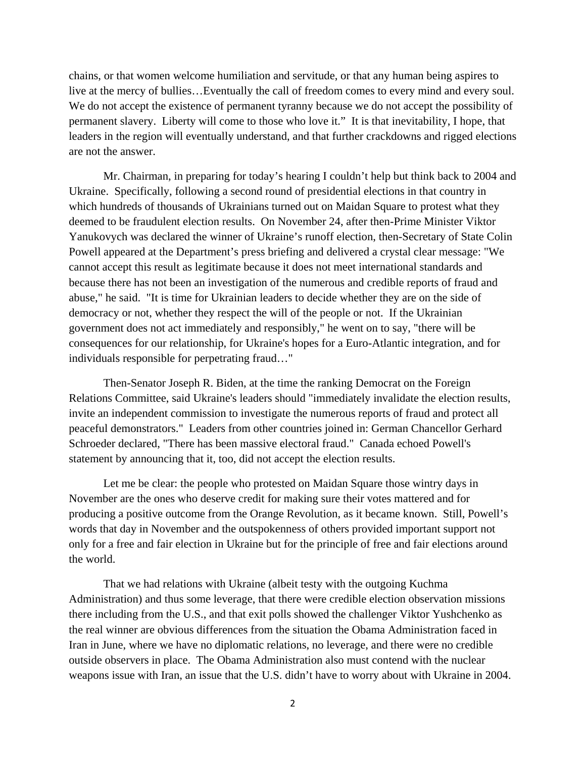chains, or that women welcome humiliation and servitude, or that any human being aspires to live at the mercy of bullies…Eventually the call of freedom comes to every mind and every soul. We do not accept the existence of permanent tyranny because we do not accept the possibility of permanent slavery. Liberty will come to those who love it." It is that inevitability, I hope, that leaders in the region will eventually understand, and that further crackdowns and rigged elections are not the answer.

Mr. Chairman, in preparing for today's hearing I couldn't help but think back to 2004 and Ukraine. Specifically, following a second round of presidential elections in that country in which hundreds of thousands of Ukrainians turned out on Maidan Square to protest what they deemed to be fraudulent election results. On November 24, after then-Prime Minister Viktor Yanukovych was declared the winner of Ukraine's runoff election, then-Secretary of State Colin Powell appeared at the Department's press briefing and delivered a crystal clear message: "We cannot accept this result as legitimate because it does not meet international standards and because there has not been an investigation of the numerous and credible reports of fraud and abuse," he said. "It is time for Ukrainian leaders to decide whether they are on the side of democracy or not, whether they respect the will of the people or not. If the Ukrainian government does not act immediately and responsibly," he went on to say, "there will be consequences for our relationship, for Ukraine's hopes for a Euro-Atlantic integration, and for individuals responsible for perpetrating fraud…"

Then-Senator Joseph R. Biden, at the time the ranking Democrat on the Foreign Relations Committee, said Ukraine's leaders should "immediately invalidate the election results, invite an independent commission to investigate the numerous reports of fraud and protect all peaceful demonstrators." Leaders from other countries joined in: German Chancellor Gerhard Schroeder declared, "There has been massive electoral fraud." Canada echoed Powell's statement by announcing that it, too, did not accept the election results.

Let me be clear: the people who protested on Maidan Square those wintry days in November are the ones who deserve credit for making sure their votes mattered and for producing a positive outcome from the Orange Revolution, as it became known. Still, Powell's words that day in November and the outspokenness of others provided important support not only for a free and fair election in Ukraine but for the principle of free and fair elections around the world.

That we had relations with Ukraine (albeit testy with the outgoing Kuchma Administration) and thus some leverage, that there were credible election observation missions there including from the U.S., and that exit polls showed the challenger Viktor Yushchenko as the real winner are obvious differences from the situation the Obama Administration faced in Iran in June, where we have no diplomatic relations, no leverage, and there were no credible outside observers in place. The Obama Administration also must contend with the nuclear weapons issue with Iran, an issue that the U.S. didn't have to worry about with Ukraine in 2004.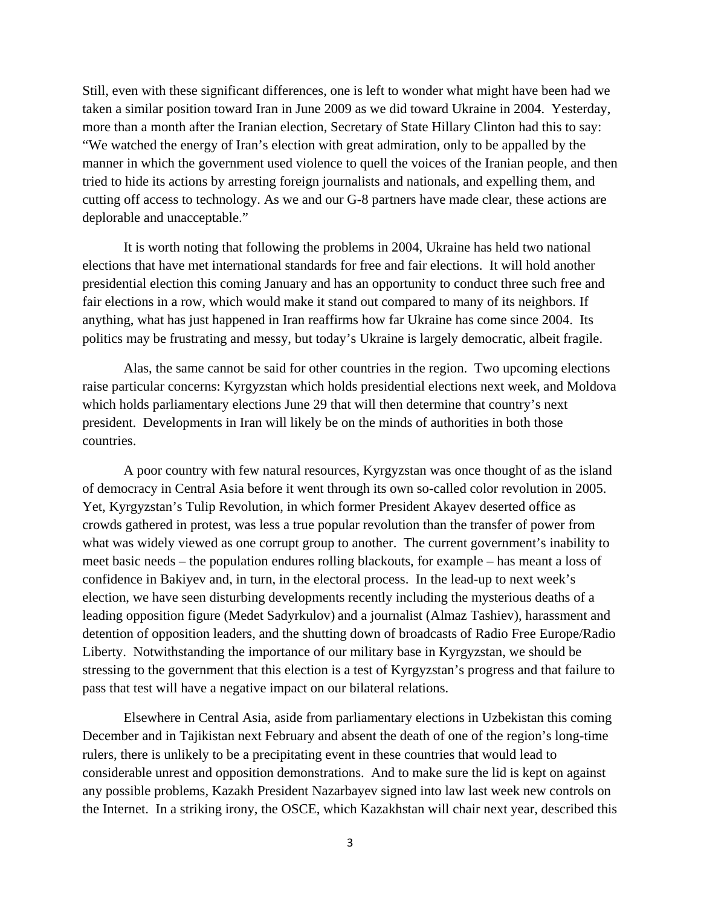Still, even with these significant differences, one is left to wonder what might have been had we taken a similar position toward Iran in June 2009 as we did toward Ukraine in 2004. Yesterday, more than a month after the Iranian election, Secretary of State Hillary Clinton had this to say: "We watched the energy of Iran's election with great admiration, only to be appalled by the manner in which the government used violence to quell the voices of the Iranian people, and then tried to hide its actions by arresting foreign journalists and nationals, and expelling them, and cutting off access to technology. As we and our G-8 partners have made clear, these actions are deplorable and unacceptable."

It is worth noting that following the problems in 2004, Ukraine has held two national elections that have met international standards for free and fair elections. It will hold another presidential election this coming January and has an opportunity to conduct three such free and fair elections in a row, which would make it stand out compared to many of its neighbors. If anything, what has just happened in Iran reaffirms how far Ukraine has come since 2004. Its politics may be frustrating and messy, but today's Ukraine is largely democratic, albeit fragile.

Alas, the same cannot be said for other countries in the region. Two upcoming elections raise particular concerns: Kyrgyzstan which holds presidential elections next week, and Moldova which holds parliamentary elections June 29 that will then determine that country's next president. Developments in Iran will likely be on the minds of authorities in both those countries.

A poor country with few natural resources, Kyrgyzstan was once thought of as the island of democracy in Central Asia before it went through its own so-called color revolution in 2005. Yet, Kyrgyzstan's Tulip Revolution, in which former President Akayev deserted office as crowds gathered in protest, was less a true popular revolution than the transfer of power from what was widely viewed as one corrupt group to another. The current government's inability to meet basic needs – the population endures rolling blackouts, for example – has meant a loss of confidence in Bakiyev and, in turn, in the electoral process. In the lead-up to next week's election, we have seen disturbing developments recently including the mysterious deaths of a leading opposition figure (Medet Sadyrkulov) and a journalist (Almaz Tashiev), harassment and detention of opposition leaders, and the shutting down of broadcasts of Radio Free Europe/Radio Liberty. Notwithstanding the importance of our military base in Kyrgyzstan, we should be stressing to the government that this election is a test of Kyrgyzstan's progress and that failure to pass that test will have a negative impact on our bilateral relations.

Elsewhere in Central Asia, aside from parliamentary elections in Uzbekistan this coming December and in Tajikistan next February and absent the death of one of the region's long-time rulers, there is unlikely to be a precipitating event in these countries that would lead to considerable unrest and opposition demonstrations. And to make sure the lid is kept on against any possible problems, Kazakh President Nazarbayev signed into law last week new controls on the Internet. In a striking irony, the OSCE, which Kazakhstan will chair next year, described this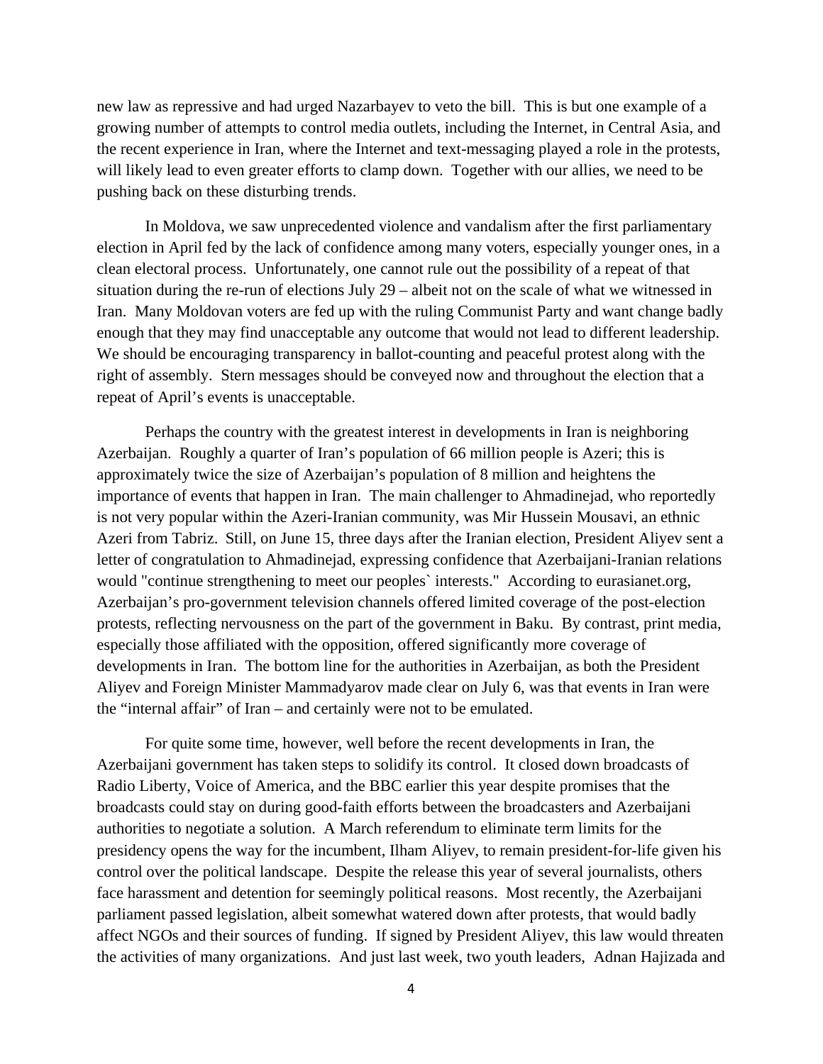new law as repressive and had urged Nazarbayev to veto the bill. This is but one example of a growing number of attempts to control media outlets, including the Internet, in Central Asia, and the recent experience in Iran, where the Internet and text-messaging played a role in the protests, will likely lead to even greater efforts to clamp down. Together with our allies, we need to be pushing back on these disturbing trends.

In Moldova, we saw unprecedented violence and vandalism after the first parliamentary election in April fed by the lack of confidence among many voters, especially younger ones, in a clean electoral process. Unfortunately, one cannot rule out the possibility of a repeat of that situation during the re-run of elections July 29 – albeit not on the scale of what we witnessed in Iran. Many Moldovan voters are fed up with the ruling Communist Party and want change badly enough that they may find unacceptable any outcome that would not lead to different leadership. We should be encouraging transparency in ballot-counting and peaceful protest along with the right of assembly. Stern messages should be conveyed now and throughout the election that a repeat of April's events is unacceptable.

Perhaps the country with the greatest interest in developments in Iran is neighboring Azerbaijan. Roughly a quarter of Iran's population of 66 million people is Azeri; this is approximately twice the size of Azerbaijan's population of 8 million and heightens the importance of events that happen in Iran. The main challenger to Ahmadinejad, who reportedly is not very popular within the Azeri-Iranian community, was Mir Hussein Mousavi, an ethnic Azeri from Tabriz. Still, on June 15, three days after the Iranian election, President Aliyev sent a letter of congratulation to Ahmadinejad, expressing confidence that Azerbaijani-Iranian relations would "continue strengthening to meet our peoples` interests." According to eurasianet.org, Azerbaijan's pro-government television channels offered limited coverage of the post-election protests, reflecting nervousness on the part of the government in Baku. By contrast, print media, especially those affiliated with the opposition, offered significantly more coverage of developments in Iran. The bottom line for the authorities in Azerbaijan, as both the President Aliyev and Foreign Minister Mammadyarov made clear on July 6, was that events in Iran were the "internal affair" of Iran – and certainly were not to be emulated.

For quite some time, however, well before the recent developments in Iran, the Azerbaijani government has taken steps to solidify its control. It closed down broadcasts of Radio Liberty, Voice of America, and the BBC earlier this year despite promises that the broadcasts could stay on during good-faith efforts between the broadcasters and Azerbaijani authorities to negotiate a solution. A March referendum to eliminate term limits for the presidency opens the way for the incumbent, Ilham Aliyev, to remain president-for-life given his control over the political landscape. Despite the release this year of several journalists, others face harassment and detention for seemingly political reasons. Most recently, the Azerbaijani parliament passed legislation, albeit somewhat watered down after protests, that would badly affect NGOs and their sources of funding. If signed by President Aliyev, this law would threaten the activities of many organizations. And just last week, two youth leaders, Adnan Hajizada and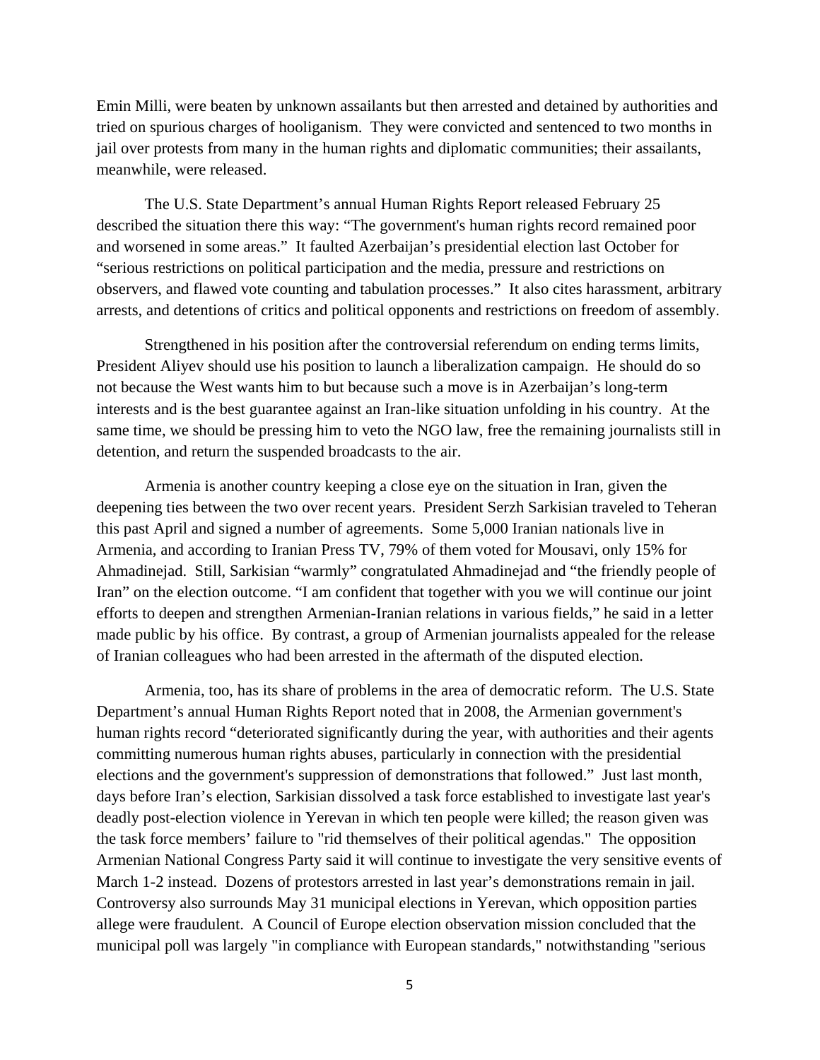Emin Milli, were beaten by unknown assailants but then arrested and detained by authorities and tried on spurious charges of hooliganism. They were convicted and sentenced to two months in jail over protests from many in the human rights and diplomatic communities; their assailants, meanwhile, were released.

The U.S. State Department's annual Human Rights Report released February 25 described the situation there this way: "The government's human rights record remained poor and worsened in some areas." It faulted Azerbaijan's presidential election last October for "serious restrictions on political participation and the media, pressure and restrictions on observers, and flawed vote counting and tabulation processes." It also cites harassment, arbitrary arrests, and detentions of critics and political opponents and restrictions on freedom of assembly.

Strengthened in his position after the controversial referendum on ending terms limits, President Aliyev should use his position to launch a liberalization campaign. He should do so not because the West wants him to but because such a move is in Azerbaijan's long-term interests and is the best guarantee against an Iran-like situation unfolding in his country. At the same time, we should be pressing him to veto the NGO law, free the remaining journalists still in detention, and return the suspended broadcasts to the air.

Armenia is another country keeping a close eye on the situation in Iran, given the deepening ties between the two over recent years. President Serzh Sarkisian traveled to Teheran this past April and signed a number of agreements. Some 5,000 Iranian nationals live in Armenia, and according to Iranian Press TV, 79% of them voted for Mousavi, only 15% for Ahmadinejad. Still, Sarkisian "warmly" congratulated Ahmadinejad and "the friendly people of Iran" on the election outcome. "I am confident that together with you we will continue our joint efforts to deepen and strengthen Armenian-Iranian relations in various fields," he said in a letter made public by his office. By contrast, a group of Armenian journalists appealed for the release of Iranian colleagues who had been arrested in the aftermath of the disputed election.

Armenia, too, has its share of problems in the area of democratic reform. The U.S. State Department's annual Human Rights Report noted that in 2008, the Armenian government's human rights record "deteriorated significantly during the year, with authorities and their agents committing numerous human rights abuses, particularly in connection with the presidential elections and the government's suppression of demonstrations that followed." Just last month, days before Iran's election, Sarkisian dissolved a task force established to investigate last year's deadly post-election violence in Yerevan in which ten people were killed; the reason given was the task force members' failure to "rid themselves of their political agendas." The opposition Armenian National Congress Party said it will continue to investigate the very sensitive events of March 1-2 instead. Dozens of protestors arrested in last year's demonstrations remain in jail. Controversy also surrounds May 31 municipal elections in Yerevan, which opposition parties allege were fraudulent. A Council of Europe election observation mission concluded that the municipal poll was largely "in compliance with European standards," notwithstanding "serious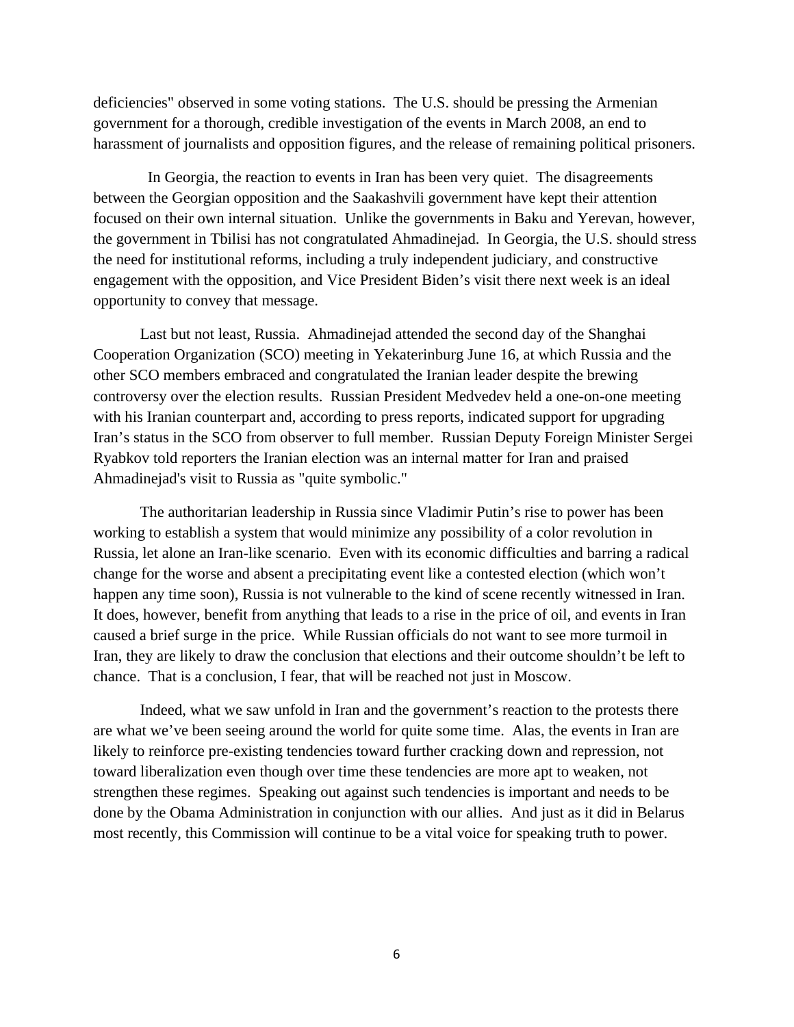deficiencies" observed in some voting stations. The U.S. should be pressing the Armenian government for a thorough, credible investigation of the events in March 2008, an end to harassment of journalists and opposition figures, and the release of remaining political prisoners.

In Georgia, the reaction to events in Iran has been very quiet. The disagreements between the Georgian opposition and the Saakashvili government have kept their attention focused on their own internal situation. Unlike the governments in Baku and Yerevan, however, the government in Tbilisi has not congratulated Ahmadinejad. In Georgia, the U.S. should stress the need for institutional reforms, including a truly independent judiciary, and constructive engagement with the opposition, and Vice President Biden's visit there next week is an ideal opportunity to convey that message.

Last but not least, Russia. Ahmadinejad attended the second day of the Shanghai Cooperation Organization (SCO) meeting in Yekaterinburg June 16, at which Russia and the other SCO members embraced and congratulated the Iranian leader despite the brewing controversy over the election results. Russian President Medvedev held a one-on-one meeting with his Iranian counterpart and, according to press reports, indicated support for upgrading Iran's status in the SCO from observer to full member. Russian Deputy Foreign Minister Sergei Ryabkov told reporters the Iranian election was an internal matter for Iran and praised Ahmadinejad's visit to Russia as "quite symbolic."

The authoritarian leadership in Russia since Vladimir Putin's rise to power has been working to establish a system that would minimize any possibility of a color revolution in Russia, let alone an Iran-like scenario. Even with its economic difficulties and barring a radical change for the worse and absent a precipitating event like a contested election (which won't happen any time soon), Russia is not vulnerable to the kind of scene recently witnessed in Iran. It does, however, benefit from anything that leads to a rise in the price of oil, and events in Iran caused a brief surge in the price. While Russian officials do not want to see more turmoil in Iran, they are likely to draw the conclusion that elections and their outcome shouldn't be left to chance. That is a conclusion, I fear, that will be reached not just in Moscow.

Indeed, what we saw unfold in Iran and the government's reaction to the protests there are what we've been seeing around the world for quite some time. Alas, the events in Iran are likely to reinforce pre-existing tendencies toward further cracking down and repression, not toward liberalization even though over time these tendencies are more apt to weaken, not strengthen these regimes. Speaking out against such tendencies is important and needs to be done by the Obama Administration in conjunction with our allies. And just as it did in Belarus most recently, this Commission will continue to be a vital voice for speaking truth to power.